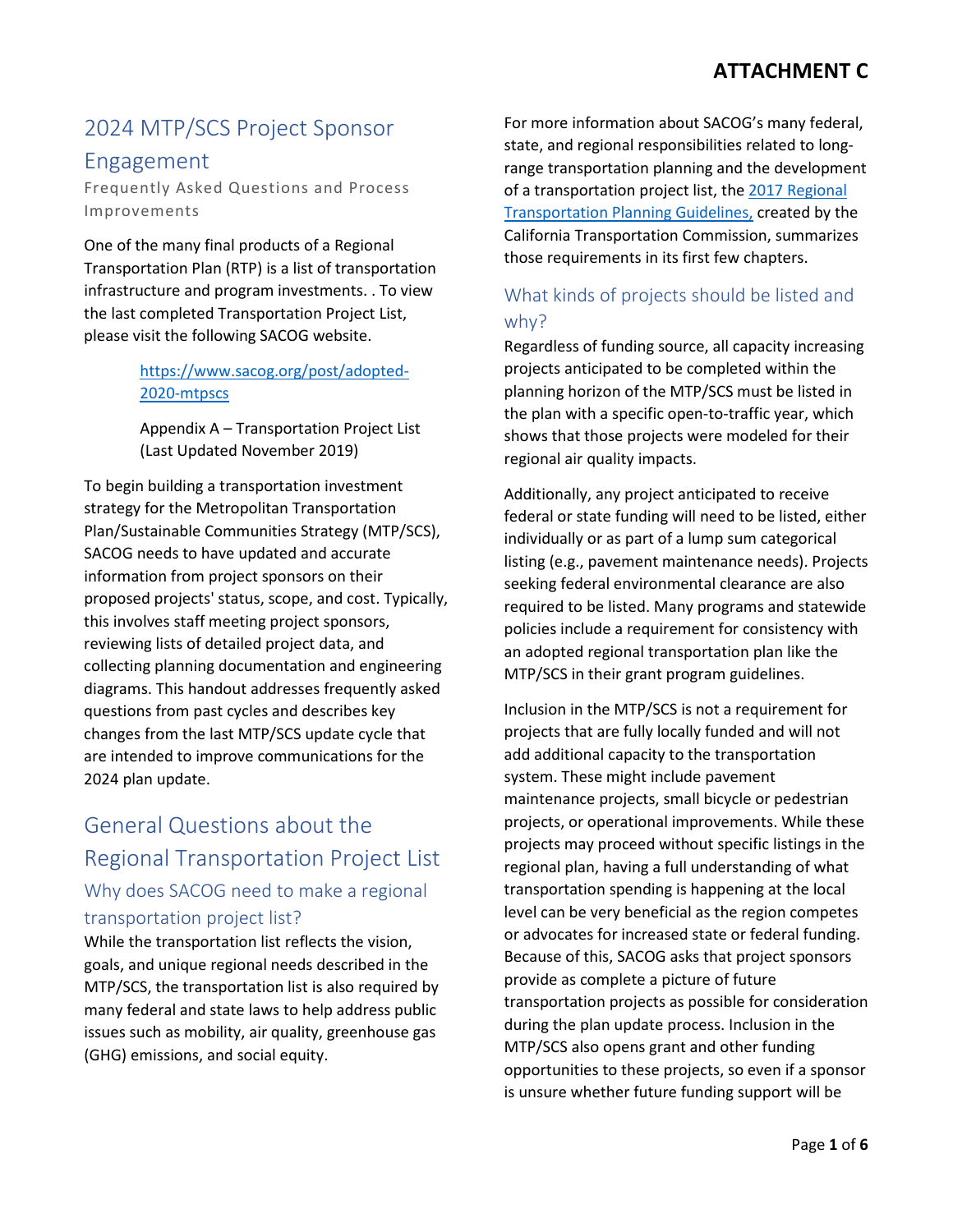**ATTACHMENT C**

# 2024 MTP/SCS Project Sponsor Engagement

Frequently Asked Questions and Process Improvements

One of the many final products of a Regional Transportation Plan (RTP) is a list of transportation infrastructure and program investments. . To view the last completed Transportation Project List, please visit the following SACOG website.

> https://www.sacog.org/post/adopted-2020-mtpscs
>
> Appendix A – Transportation Project List (Last Updated November 2019)

To begin building a transportation investment strategy for the Metropolitan Transportation Plan/Sustainable Communities Strategy (MTP/SCS), SACOG needs to have updated and accurate information from project sponsors on their proposed projects' status, scope, and cost. Typically, this involves staff meeting project sponsors, reviewing lists of detailed project data, and collecting planning documentation and engineering diagrams. This handout addresses frequently asked questions from past cycles and describes key changes from the last MTP/SCS update cycle that are intended to improve communications for the 2024 plan update.

## General Questions about the Regional Transportation Project List

### Why does SACOG need to make a regional transportation project list?

While the transportation list reflects the vision, goals, and unique regional needs described in the MTP/SCS, the transportation list is also required by many federal and state laws to help address public issues such as mobility, air quality, greenhouse gas (GHG) emissions, and social equity.

For more information about SACOG's many federal, state, and regional responsibilities related to long-range transportation planning and the development of a transportation project list, the 2017 Regional Transportation Planning Guidelines, created by the California Transportation Commission, summarizes those requirements in its first few chapters.

### What kinds of projects should be listed and why?

Regardless of funding source, all capacity increasing projects anticipated to be completed within the planning horizon of the MTP/SCS must be listed in the plan with a specific open-to-traffic year, which shows that those projects were modeled for their regional air quality impacts.

Additionally, any project anticipated to receive federal or state funding will need to be listed, either individually or as part of a lump sum categorical listing (e.g., pavement maintenance needs). Projects seeking federal environmental clearance are also required to be listed. Many programs and statewide policies include a requirement for consistency with an adopted regional transportation plan like the MTP/SCS in their grant program guidelines.

Inclusion in the MTP/SCS is not a requirement for projects that are fully locally funded and will not add additional capacity to the transportation system. These might include pavement maintenance projects, small bicycle or pedestrian projects, or operational improvements. While these projects may proceed without specific listings in the regional plan, having a full understanding of what transportation spending is happening at the local level can be very beneficial as the region competes or advocates for increased state or federal funding. Because of this, SACOG asks that project sponsors provide as complete a picture of future transportation projects as possible for consideration during the plan update process. Inclusion in the MTP/SCS also opens grant and other funding opportunities to these projects, so even if a sponsor is unsure whether future funding support will be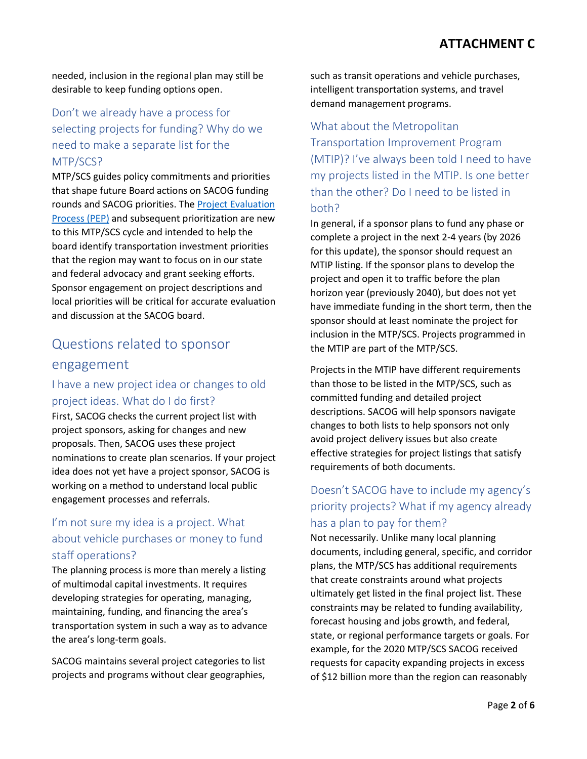needed, inclusion in the regional plan may still be desirable to keep funding options open.

### Don't we already have a process for selecting projects for funding? Why do we need to make a separate list for the MTP/SCS?

MTP/SCS guides policy commitments and priorities that shape future Board actions on SACOG funding rounds and SACOG priorities. The [Project Evaluation Process (PEP)]() and subsequent prioritization are new to this MTP/SCS cycle and intended to help the board identify transportation investment priorities that the region may want to focus on in our state and federal advocacy and grant seeking efforts. Sponsor engagement on project descriptions and local priorities will be critical for accurate evaluation and discussion at the SACOG board.

## Questions related to sponsor engagement

### I have a new project idea or changes to old project ideas. What do I do first?

First, SACOG checks the current project list with project sponsors, asking for changes and new proposals. Then, SACOG uses these project nominations to create plan scenarios. If your project idea does not yet have a project sponsor, SACOG is working on a method to understand local public engagement processes and referrals.

### I'm not sure my idea is a project. What about vehicle purchases or money to fund staff operations?

The planning process is more than merely a listing of multimodal capital investments. It requires developing strategies for operating, managing, maintaining, funding, and financing the area's transportation system in such a way as to advance the area's long-term goals.

SACOG maintains several project categories to list projects and programs without clear geographies, such as transit operations and vehicle purchases, intelligent transportation systems, and travel demand management programs.

### What about the Metropolitan Transportation Improvement Program (MTIP)? I've always been told I need to have my projects listed in the MTIP. Is one better than the other? Do I need to be listed in both?

In general, if a sponsor plans to fund any phase or complete a project in the next 2-4 years (by 2026 for this update), the sponsor should request an MTIP listing. If the sponsor plans to develop the project and open it to traffic before the plan horizon year (previously 2040), but does not yet have immediate funding in the short term, then the sponsor should at least nominate the project for inclusion in the MTP/SCS. Projects programmed in the MTIP are part of the MTP/SCS.

Projects in the MTIP have different requirements than those to be listed in the MTP/SCS, such as committed funding and detailed project descriptions. SACOG will help sponsors navigate changes to both lists to help sponsors not only avoid project delivery issues but also create effective strategies for project listings that satisfy requirements of both documents.

### Doesn't SACOG have to include my agency's priority projects? What if my agency already has a plan to pay for them?

Not necessarily. Unlike many local planning documents, including general, specific, and corridor plans, the MTP/SCS has additional requirements that create constraints around what projects ultimately get listed in the final project list. These constraints may be related to funding availability, forecast housing and jobs growth, and federal, state, or regional performance targets or goals. For example, for the 2020 MTP/SCS SACOG received requests for capacity expanding projects in excess of $12 billion more than the region can reasonably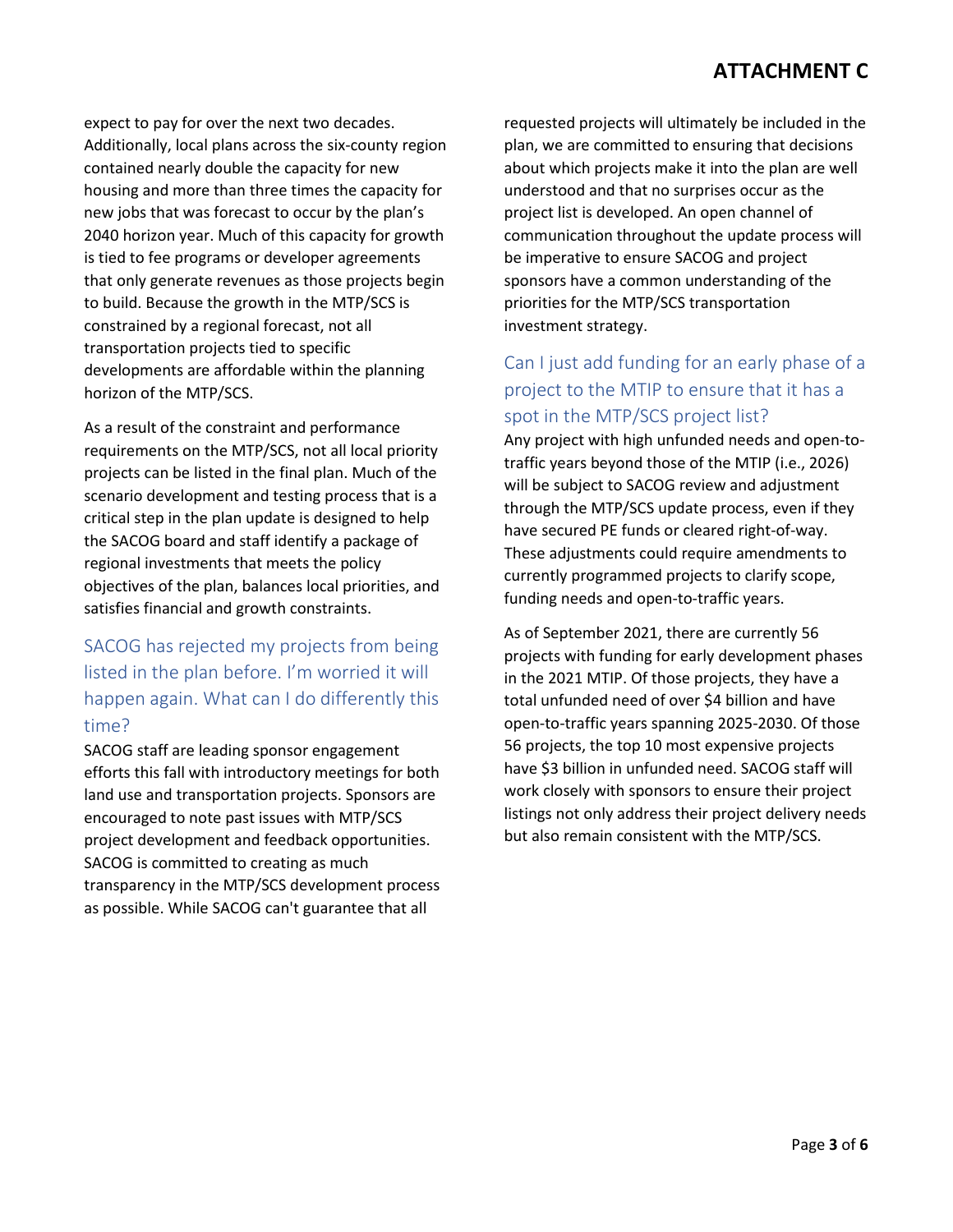expect to pay for over the next two decades. Additionally, local plans across the six-county region contained nearly double the capacity for new housing and more than three times the capacity for new jobs that was forecast to occur by the plan's 2040 horizon year. Much of this capacity for growth is tied to fee programs or developer agreements that only generate revenues as those projects begin to build. Because the growth in the MTP/SCS is constrained by a regional forecast, not all transportation projects tied to specific developments are affordable within the planning horizon of the MTP/SCS.

As a result of the constraint and performance requirements on the MTP/SCS, not all local priority projects can be listed in the final plan. Much of the scenario development and testing process that is a critical step in the plan update is designed to help the SACOG board and staff identify a package of regional investments that meets the policy objectives of the plan, balances local priorities, and satisfies financial and growth constraints.

## SACOG has rejected my projects from being listed in the plan before. I'm worried it will happen again. What can I do differently this time?

SACOG staff are leading sponsor engagement efforts this fall with introductory meetings for both land use and transportation projects. Sponsors are encouraged to note past issues with MTP/SCS project development and feedback opportunities. SACOG is committed to creating as much transparency in the MTP/SCS development process as possible. While SACOG can't guarantee that all requested projects will ultimately be included in the plan, we are committed to ensuring that decisions about which projects make it into the plan are well understood and that no surprises occur as the project list is developed. An open channel of communication throughout the update process will be imperative to ensure SACOG and project sponsors have a common understanding of the priorities for the MTP/SCS transportation investment strategy.

## Can I just add funding for an early phase of a project to the MTIP to ensure that it has a spot in the MTP/SCS project list?

Any project with high unfunded needs and open-to-traffic years beyond those of the MTIP (i.e., 2026) will be subject to SACOG review and adjustment through the MTP/SCS update process, even if they have secured PE funds or cleared right-of-way. These adjustments could require amendments to currently programmed projects to clarify scope, funding needs and open-to-traffic years.

As of September 2021, there are currently 56 projects with funding for early development phases in the 2021 MTIP. Of those projects, they have a total unfunded need of over $4 billion and have open-to-traffic years spanning 2025-2030. Of those 56 projects, the top 10 most expensive projects have $3 billion in unfunded need. SACOG staff will work closely with sponsors to ensure their project listings not only address their project delivery needs but also remain consistent with the MTP/SCS.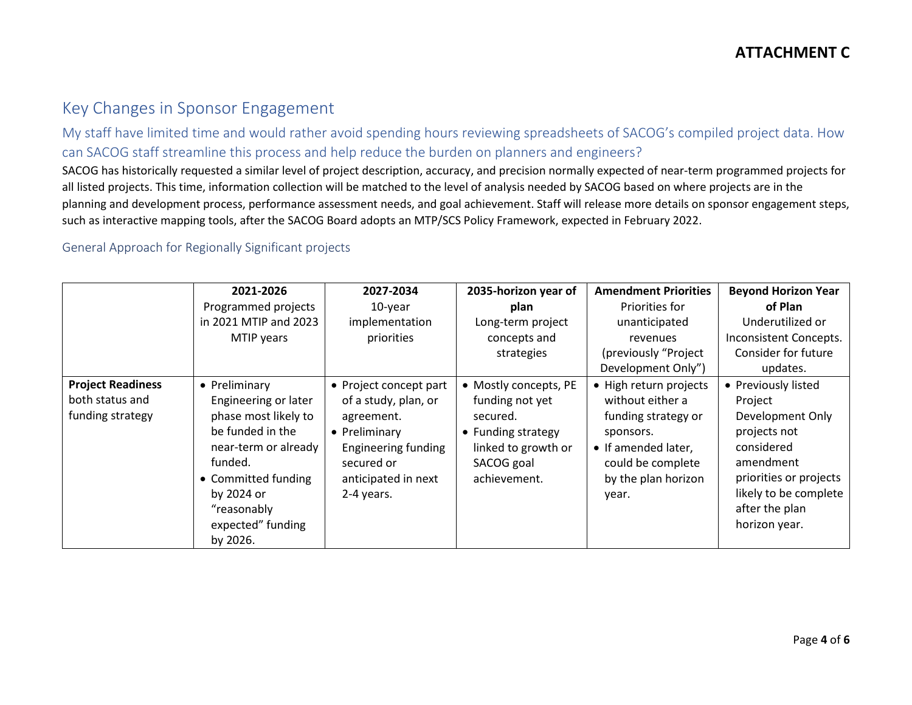**ATTACHMENT C**

## Key Changes in Sponsor Engagement

### My staff have limited time and would rather avoid spending hours reviewing spreadsheets of SACOG's compiled project data. How can SACOG staff streamline this process and help reduce the burden on planners and engineers?

SACOG has historically requested a similar level of project description, accuracy, and precision normally expected of near-term programmed projects for all listed projects. This time, information collection will be matched to the level of analysis needed by SACOG based on where projects are in the planning and development process, performance assessment needs, and goal achievement. Staff will release more details on sponsor engagement steps, such as interactive mapping tools, after the SACOG Board adopts an MTP/SCS Policy Framework, expected in February 2022.

#### General Approach for Regionally Significant projects

| | **2021-2026** Programmed projects in 2021 MTIP and 2023 MTIP years | **2027-2034** 10-year implementation priorities | **2035-horizon year of plan** Long-term project concepts and strategies | **Amendment Priorities** Priorities for unanticipated revenues (previously "Project Development Only") | **Beyond Horizon Year of Plan** Underutilized or Inconsistent Concepts. Consider for future updates. |
|---|---|---|---|---|---|
| **Project Readiness** both status and funding strategy | • Preliminary Engineering or later phase most likely to be funded in the near-term or already funded.<br>• Committed funding by 2024 or "reasonably expected" funding by 2026. | • Project concept part of a study, plan, or agreement.<br>• Preliminary Engineering funding secured or anticipated in next 2-4 years. | • Mostly concepts, PE funding not yet secured.<br>• Funding strategy linked to growth or SACOG goal achievement. | • High return projects without either a funding strategy or sponsors.<br>• If amended later, could be complete by the plan horizon year. | • Previously listed Project Development Only projects not considered amendment priorities or projects likely to be complete after the plan horizon year. |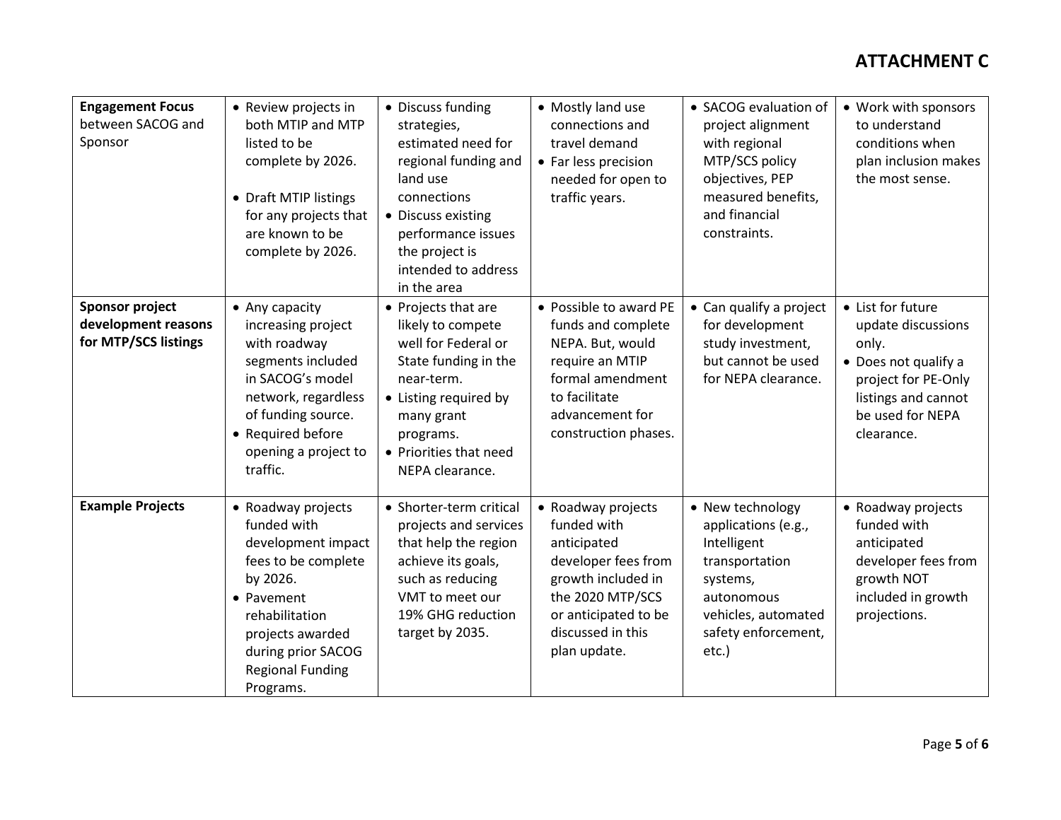# ATTACHMENT C

| | | | | | |
|---|---|---|---|---|---|
| **Engagement Focus** between SACOG and Sponsor | • Review projects in both MTIP and MTP listed to be complete by 2026.<br><br>• Draft MTIP listings for any projects that are known to be complete by 2026. | • Discuss funding strategies, estimated need for regional funding and land use connections<br>• Discuss existing performance issues the project is intended to address in the area | • Mostly land use connections and travel demand<br>• Far less precision needed for open to traffic years. | • SACOG evaluation of project alignment with regional MTP/SCS policy objectives, PEP measured benefits, and financial constraints. | • Work with sponsors to understand conditions when plan inclusion makes the most sense. |
| **Sponsor project development reasons for MTP/SCS listings** | • Any capacity increasing project with roadway segments included in SACOG's model network, regardless of funding source.<br>• Required before opening a project to traffic. | • Projects that are likely to compete well for Federal or State funding in the near-term.<br>• Listing required by many grant programs.<br>• Priorities that need NEPA clearance. | • Possible to award PE funds and complete NEPA. But, would require an MTIP formal amendment to facilitate advancement for construction phases. | • Can qualify a project for development study investment, but cannot be used for NEPA clearance. | • List for future update discussions only.<br>• Does not qualify a project for PE-Only listings and cannot be used for NEPA clearance. |
| **Example Projects** | • Roadway projects funded with development impact fees to be complete by 2026.<br>• Pavement rehabilitation projects awarded during prior SACOG Regional Funding Programs. | • Shorter-term critical projects and services that help the region achieve its goals, such as reducing VMT to meet our 19% GHG reduction target by 2035. | • Roadway projects funded with anticipated developer fees from growth included in the 2020 MTP/SCS or anticipated to be discussed in this plan update. | • New technology applications (e.g., Intelligent transportation systems, autonomous vehicles, automated safety enforcement, etc.) | • Roadway projects funded with anticipated developer fees from growth NOT included in growth projections. |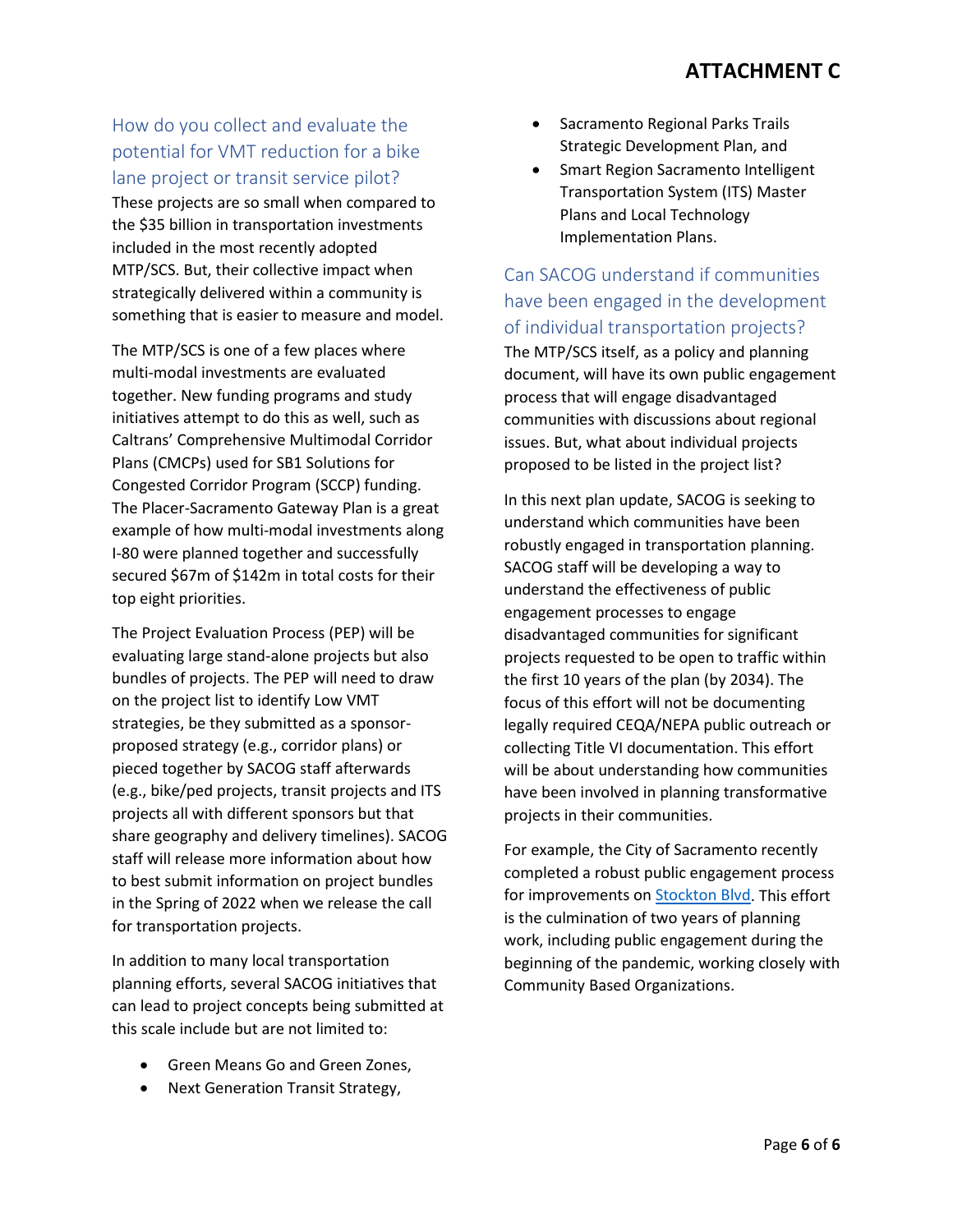# ATTACHMENT C

## How do you collect and evaluate the potential for VMT reduction for a bike lane project or transit service pilot?

These projects are so small when compared to the $35 billion in transportation investments included in the most recently adopted MTP/SCS. But, their collective impact when strategically delivered within a community is something that is easier to measure and model.

The MTP/SCS is one of a few places where multi-modal investments are evaluated together. New funding programs and study initiatives attempt to do this as well, such as Caltrans' Comprehensive Multimodal Corridor Plans (CMCPs) used for SB1 Solutions for Congested Corridor Program (SCCP) funding. The Placer-Sacramento Gateway Plan is a great example of how multi-modal investments along I-80 were planned together and successfully secured $67m of $142m in total costs for their top eight priorities.

The Project Evaluation Process (PEP) will be evaluating large stand-alone projects but also bundles of projects. The PEP will need to draw on the project list to identify Low VMT strategies, be they submitted as a sponsor-proposed strategy (e.g., corridor plans) or pieced together by SACOG staff afterwards (e.g., bike/ped projects, transit projects and ITS projects all with different sponsors but that share geography and delivery timelines). SACOG staff will release more information about how to best submit information on project bundles in the Spring of 2022 when we release the call for transportation projects.

In addition to many local transportation planning efforts, several SACOG initiatives that can lead to project concepts being submitted at this scale include but are not limited to:

- Green Means Go and Green Zones,
- Next Generation Transit Strategy,
- Sacramento Regional Parks Trails Strategic Development Plan, and
- Smart Region Sacramento Intelligent Transportation System (ITS) Master Plans and Local Technology Implementation Plans.

## Can SACOG understand if communities have been engaged in the development of individual transportation projects?

The MTP/SCS itself, as a policy and planning document, will have its own public engagement process that will engage disadvantaged communities with discussions about regional issues. But, what about individual projects proposed to be listed in the project list?

In this next plan update, SACOG is seeking to understand which communities have been robustly engaged in transportation planning. SACOG staff will be developing a way to understand the effectiveness of public engagement processes to engage disadvantaged communities for significant projects requested to be open to traffic within the first 10 years of the plan (by 2034). The focus of this effort will not be documenting legally required CEQA/NEPA public outreach or collecting Title VI documentation. This effort will be about understanding how communities have been involved in planning transformative projects in their communities.

For example, the City of Sacramento recently completed a robust public engagement process for improvements on Stockton Blvd. This effort is the culmination of two years of planning work, including public engagement during the beginning of the pandemic, working closely with Community Based Organizations.